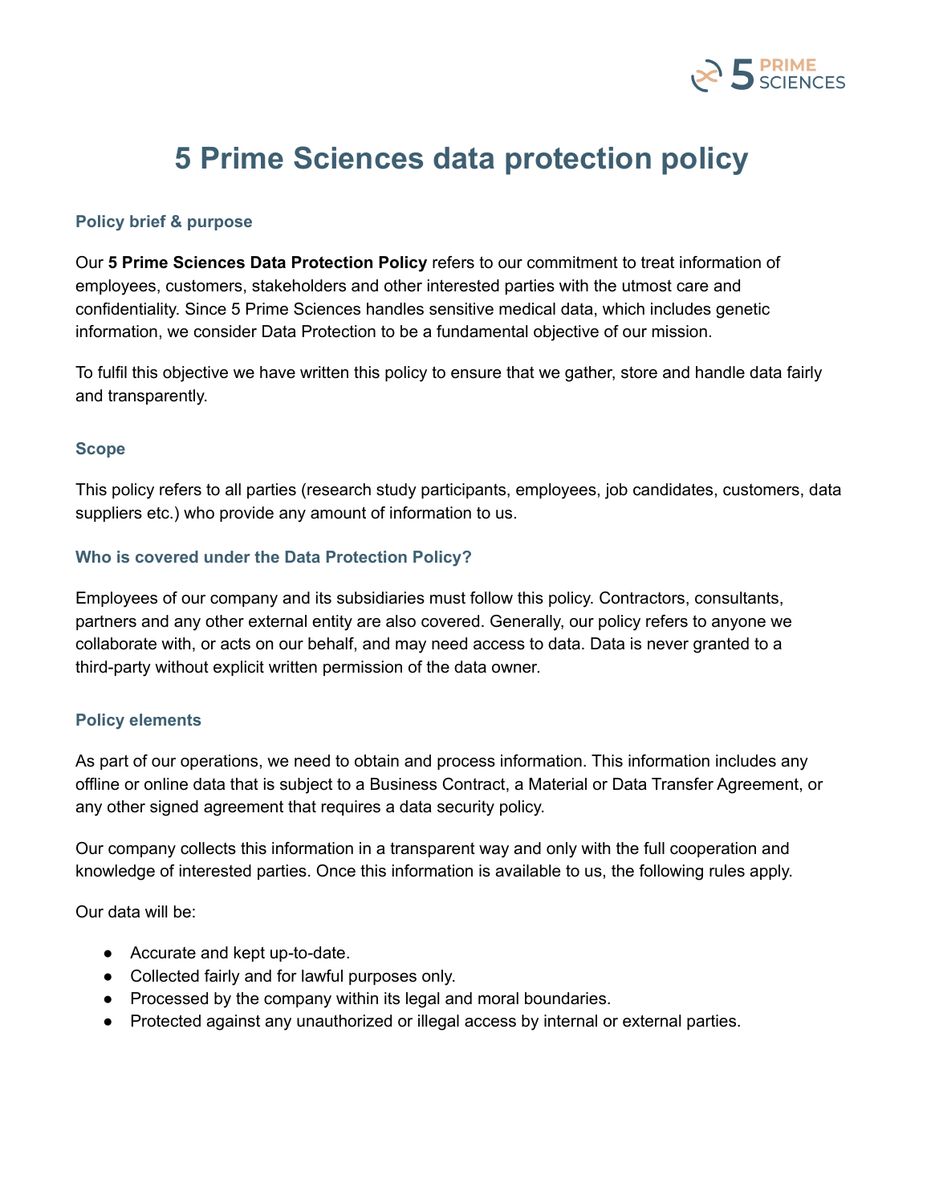# 5 Prime Sciences data protection policy

### Policy brief & purpose

Our **5 Prime Sciences Data Protection Policy** refers to our commitment to treat information of employees, customers, stakeholders and other interested parties with the utmost care and confidentiality. Since 5 Prime Sciences handles sensitive medical data, which includes genetic information, we consider Data Protection to be a fundamental objective of our mission.

To fulfil this objective we have written this policy to ensure that we gather, store and handle data fairly and transparently.

### Scope

This policy refers to all parties (research study participants, employees, job candidates, customers, data suppliers etc.) who provide any amount of information to us.

### Who is covered under the Data Protection Policy?

Employees of our company and its subsidiaries must follow this policy. Contractors, consultants, partners and any other external entity are also covered. Generally, our policy refers to anyone we collaborate with, or acts on our behalf, and may need access to data. Data is never granted to a third-party without explicit written permission of the data owner.

### Policy elements

As part of our operations, we need to obtain and process information. This information includes any offline or online data that is subject to a Business Contract, a Material or Data Transfer Agreement, or any other signed agreement that requires a data security policy.

Our company collects this information in a transparent way and only with the full cooperation and knowledge of interested parties. Once this information is available to us, the following rules apply.

Our data will be:

- Accurate and kept up-to-date.
- Collected fairly and for lawful purposes only.
- Processed by the company within its legal and moral boundaries.
- Protected against any unauthorized or illegal access by internal or external parties.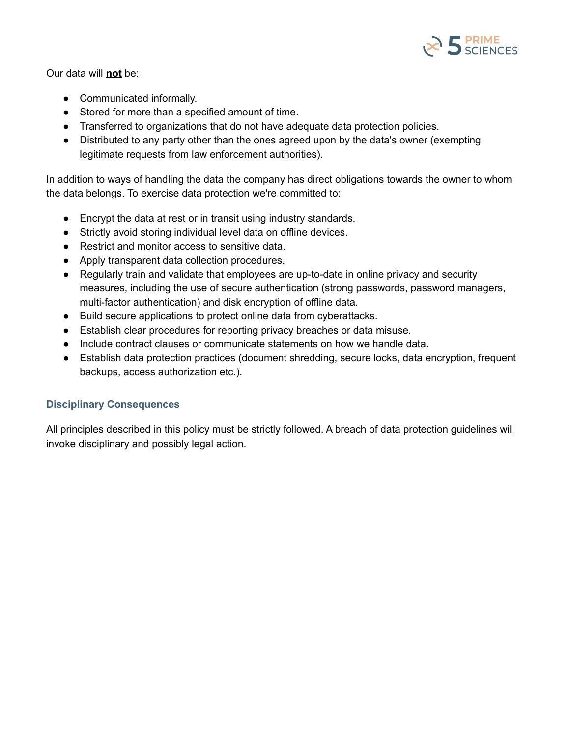Our data will **not** be:

- Communicated informally.
- Stored for more than a specified amount of time.
- Transferred to organizations that do not have adequate data protection policies.
- Distributed to any party other than the ones agreed upon by the data's owner (exempting legitimate requests from law enforcement authorities).

In addition to ways of handling the data the company has direct obligations towards the owner to whom the data belongs. To exercise data protection we're committed to:

- Encrypt the data at rest or in transit using industry standards.
- Strictly avoid storing individual level data on offline devices.
- Restrict and monitor access to sensitive data.
- Apply transparent data collection procedures.
- Regularly train and validate that employees are up-to-date in online privacy and security measures, including the use of secure authentication (strong passwords, password managers, multi-factor authentication) and disk encryption of offline data.
- Build secure applications to protect online data from cyberattacks.
- Establish clear procedures for reporting privacy breaches or data misuse.
- Include contract clauses or communicate statements on how we handle data.
- Establish data protection practices (document shredding, secure locks, data encryption, frequent backups, access authorization etc.).

### Disciplinary Consequences

All principles described in this policy must be strictly followed. A breach of data protection guidelines will invoke disciplinary and possibly legal action.